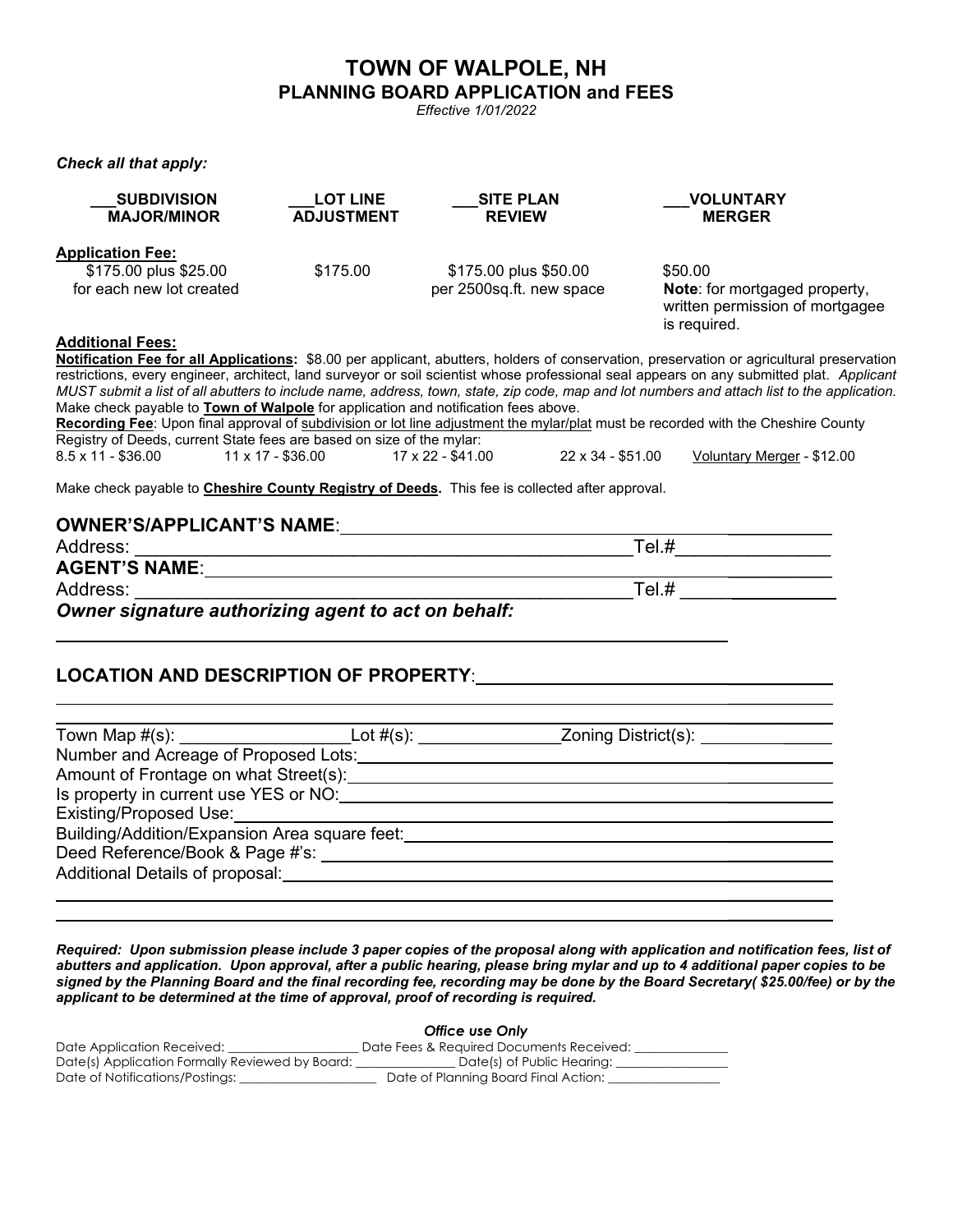# TOWN OF WALPOLE, NH

## PLANNING BOARD APPLICATION and FEES

*Effective 1/01/2022*

***Check all that apply:***

| ___SUBDIVISION MAJOR/MINOR | ___LOT LINE ADJUSTMENT | ___SITE PLAN REVIEW | ___VOLUNTARY MERGER |
|---|---|---|---|
| **Application Fee:** $175.00 plus $25.00 for each new lot created | $175.00 | $175.00 plus $50.00 per 2500sq.ft. new space | $50.00 **Note**: for mortgaged property, written permission of mortgagee is required. |

**Additional Fees:**

**Notification Fee for all Applications:** $8.00 per applicant, abutters, holders of conservation, preservation or agricultural preservation restrictions, every engineer, architect, land surveyor or soil scientist whose professional seal appears on any submitted plat. *Applicant MUST submit a list of all abutters to include name, address, town, state, zip code, map and lot numbers and attach list to the application.* Make check payable to **Town of Walpole** for application and notification fees above.

**Recording Fee**: Upon final approval of subdivision or lot line adjustment the mylar/plat must be recorded with the Cheshire County Registry of Deeds, current State fees are based on size of the mylar:

8.5 x 11 - $36.00 | 11 x 17 - $36.00 | 17 x 22 - $41.00 | 22 x 34 - $51.00 | Voluntary Merger - $12.00

Make check payable to **Cheshire County Registry of Deeds.** This fee is collected after approval.

**OWNER'S/APPLICANT'S NAME**: ______________________________________________

Address: ______________________________________________ Tel.# ______________

**AGENT'S NAME**: ______________________________________________

Address: ______________________________________________ Tel.# ______________

***Owner signature authorizing agent to act on behalf:***

______________________________________________

**LOCATION AND DESCRIPTION OF PROPERTY**: ______________________________________________

______________________________________________

______________________________________________

Town Map #(s): ________________ Lot #(s): ______________ Zoning District(s): ______________

Number and Acreage of Proposed Lots: ______________________________________________

Amount of Frontage on what Street(s): ______________________________________________

Is property in current use YES or NO: ______________________________________________

Existing/Proposed Use: ______________________________________________

Building/Addition/Expansion Area square feet: ______________________________________________

Deed Reference/Book & Page #'s: ______________________________________________

Additional Details of proposal: ______________________________________________

______________________________________________

______________________________________________

***Required: Upon submission please include 3 paper copies of the proposal along with application and notification fees, list of abutters and application. Upon approval, after a public hearing, please bring mylar and up to 4 additional paper copies to be signed by the Planning Board and the final recording fee, recording may be done by the Board Secretary( $25.00/fee) or by the applicant to be determined at the time of approval, proof of recording is required.***

*Office use Only*

Date Application Received: ________________ Date Fees & Required Documents Received: ______________

Date(s) Application Formally Reviewed by Board: ______________ Date(s) of Public Hearing: ______________

Date of Notifications/Postings: ________________ Date of Planning Board Final Action: ______________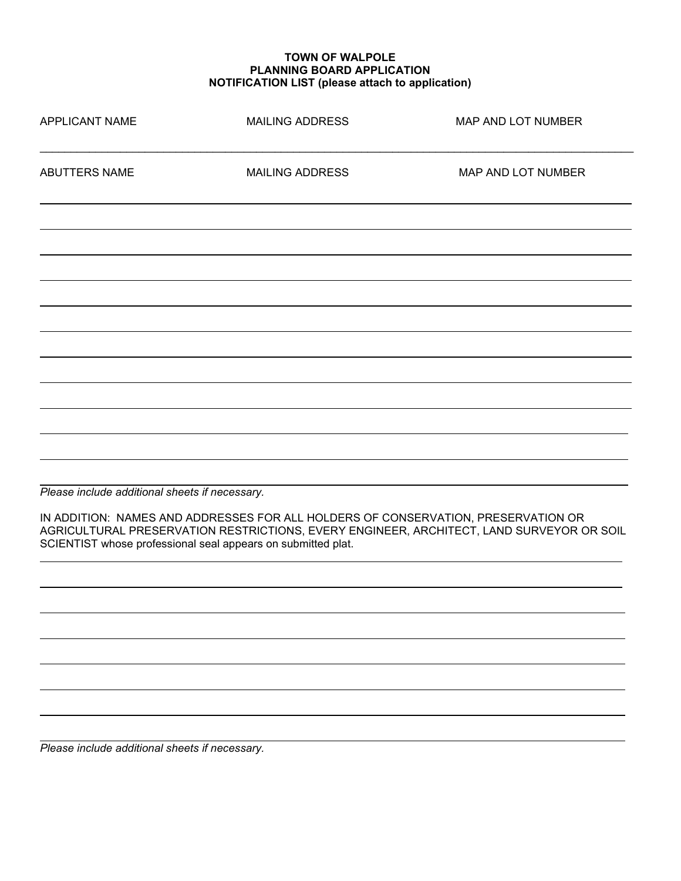**TOWN OF WALPOLE**
**PLANNING BOARD APPLICATION**
**NOTIFICATION LIST (please attach to application)**

| APPLICANT NAME | MAILING ADDRESS | MAP AND LOT NUMBER |
| --- | --- | --- |
| | | |

| ABUTTERS NAME | MAILING ADDRESS | MAP AND LOT NUMBER |
| --- | --- | --- |
| | | |
| | | |
| | | |
| | | |
| | | |
| | | |
| | | |
| | | |
| | | |
| | | |
| | | |

*Please include additional sheets if necessary.*

IN ADDITION: NAMES AND ADDRESSES FOR ALL HOLDERS OF CONSERVATION, PRESERVATION OR AGRICULTURAL PRESERVATION RESTRICTIONS, EVERY ENGINEER, ARCHITECT, LAND SURVEYOR OR SOIL SCIENTIST whose professional seal appears on submitted plat.

\_\_\_\_\_\_\_\_\_\_\_\_\_\_\_\_\_\_\_\_\_\_\_\_\_\_\_\_\_\_\_\_\_\_\_\_\_\_\_\_\_\_\_\_\_\_\_\_\_\_\_\_\_\_\_\_\_\_\_\_\_\_\_\_\_\_\_\_\_\_\_\_\_\_\_\_

\_\_\_\_\_\_\_\_\_\_\_\_\_\_\_\_\_\_\_\_\_\_\_\_\_\_\_\_\_\_\_\_\_\_\_\_\_\_\_\_\_\_\_\_\_\_\_\_\_\_\_\_\_\_\_\_\_\_\_\_\_\_\_\_\_\_\_\_\_\_\_\_\_\_\_\_

\_\_\_\_\_\_\_\_\_\_\_\_\_\_\_\_\_\_\_\_\_\_\_\_\_\_\_\_\_\_\_\_\_\_\_\_\_\_\_\_\_\_\_\_\_\_\_\_\_\_\_\_\_\_\_\_\_\_\_\_\_\_\_\_\_\_\_\_\_\_\_\_\_\_\_\_

\_\_\_\_\_\_\_\_\_\_\_\_\_\_\_\_\_\_\_\_\_\_\_\_\_\_\_\_\_\_\_\_\_\_\_\_\_\_\_\_\_\_\_\_\_\_\_\_\_\_\_\_\_\_\_\_\_\_\_\_\_\_\_\_\_\_\_\_\_\_\_\_\_\_\_\_

\_\_\_\_\_\_\_\_\_\_\_\_\_\_\_\_\_\_\_\_\_\_\_\_\_\_\_\_\_\_\_\_\_\_\_\_\_\_\_\_\_\_\_\_\_\_\_\_\_\_\_\_\_\_\_\_\_\_\_\_\_\_\_\_\_\_\_\_\_\_\_\_\_\_\_\_

\_\_\_\_\_\_\_\_\_\_\_\_\_\_\_\_\_\_\_\_\_\_\_\_\_\_\_\_\_\_\_\_\_\_\_\_\_\_\_\_\_\_\_\_\_\_\_\_\_\_\_\_\_\_\_\_\_\_\_\_\_\_\_\_\_\_\_\_\_\_\_\_\_\_\_\_

\_\_\_\_\_\_\_\_\_\_\_\_\_\_\_\_\_\_\_\_\_\_\_\_\_\_\_\_\_\_\_\_\_\_\_\_\_\_\_\_\_\_\_\_\_\_\_\_\_\_\_\_\_\_\_\_\_\_\_\_\_\_\_\_\_\_\_\_\_\_\_\_\_\_\_\_

\_\_\_\_\_\_\_\_\_\_\_\_\_\_\_\_\_\_\_\_\_\_\_\_\_\_\_\_\_\_\_\_\_\_\_\_\_\_\_\_\_\_\_\_\_\_\_\_\_\_\_\_\_\_\_\_\_\_\_\_\_\_\_\_\_\_\_\_\_\_\_\_\_\_\_\_

*Please include additional sheets if necessary.*